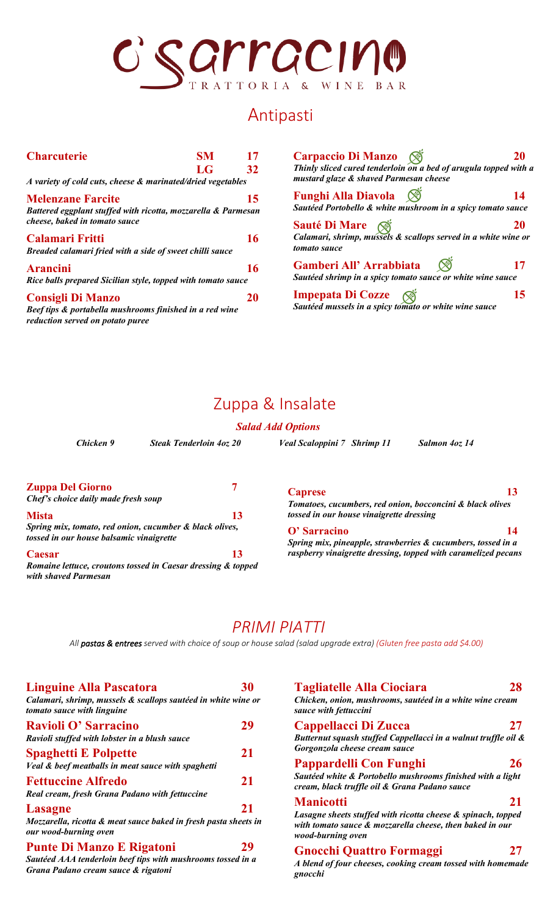# O' Sarracino

TRATTORIA & WINE BAR

## Antipasti

**Charcuterie** — SM 17 / LG 32
*A variety of cold cuts, cheese & marinated/dried vegetables*

**Melenzane Farcite** — 15
*Battered eggplant stuffed with ricotta, mozzarella & Parmesan cheese, baked in tomato sauce*

**Calamari Fritti** — 16
*Breaded calamari fried with a side of sweet chilli sauce*

**Arancini** — 16
*Rice balls prepared Sicilian style, topped with tomato sauce*

**Consigli Di Manzo** — 20
*Beef tips & portabella mushrooms finished in a red wine reduction served on potato puree*

**Carpaccio Di Manzo** — 20
*Thinly sliced cured tenderloin on a bed of arugula topped with a mustard glaze & shaved Parmesan cheese*

**Funghi Alla Diavola** — 14
*Sautéed Portobello & white mushroom in a spicy tomato sauce*

**Sauté Di Mare** — 20
*Calamari, shrimp, mussels & scallops served in a white wine or tomato sauce*

**Gamberi All' Arrabbiata** — 17
*Sautéed shrimp in a spicy tomato sauce or white wine sauce*

**Impepata Di Cozze** — 15
*Sautéed mussels in a spicy tomato or white wine sauce*

## Zuppa & Insalate

***Salad Add Options***

*Chicken 9* | *Steak Tenderloin 4oz 20* | *Veal Scaloppini 7* | *Shrimp 11* | *Salmon 4oz 14*

**Zuppa Del Giorno** — 7
*Chef's choice daily made fresh soup*

**Mista** — 13
*Spring mix, tomato, red onion, cucumber & black olives, tossed in our house balsamic vinaigrette*

**Caesar** — 13
*Romaine lettuce, croutons tossed in Caesar dressing & topped with shaved Parmesan*

**Caprese** — 13
*Tomatoes, cucumbers, red onion, bocconcini & black olives tossed in our house vinaigrette dressing*

**O' Sarracino** — 14
*Spring mix, pineapple, strawberries & cucumbers, tossed in a raspberry vinaigrette dressing, topped with caramelized pecans*

## *PRIMI PIATTI*

*All **pastas & entrees** served with choice of soup or house salad (salad upgrade extra) (Gluten free pasta add $4.00)*

**Linguine Alla Pascatora** — 30
*Calamari, shrimp, mussels & scallops sautéed in white wine or tomato sauce with linguine*

**Ravioli O' Sarracino** — 29
*Ravioli stuffed with lobster in a blush sauce*

**Spaghetti E Polpette** — 21
*Veal & beef meatballs in meat sauce with spaghetti*

**Fettuccine Alfredo** — 21
*Real cream, fresh Grana Padano with fettuccine*

**Lasagne** — 21
*Mozzarella, ricotta & meat sauce baked in fresh pasta sheets in our wood-burning oven*

**Punte Di Manzo E Rigatoni** — 29
*Sautéed AAA tenderloin beef tips with mushrooms tossed in a Grana Padano cream sauce & rigatoni*

**Tagliatelle Alla Ciociara** — 28
*Chicken, onion, mushrooms, sautéed in a white wine cream sauce with fettuccini*

**Cappellacci Di Zucca** — 27
*Butternut squash stuffed Cappellacci in a walnut truffle oil & Gorgonzola cheese cream sauce*

**Pappardelli Con Funghi** — 26
*Sautéed white & Portobello mushrooms finished with a light cream, black truffle oil & Grana Padano sauce*

**Manicotti** — 21
*Lasagne sheets stuffed with ricotta cheese & spinach, topped with tomato sauce & mozzarella cheese, then baked in our wood-burning oven*

**Gnocchi Quattro Formaggi** — 27
*A blend of four cheeses, cooking cream tossed with homemade gnocchi*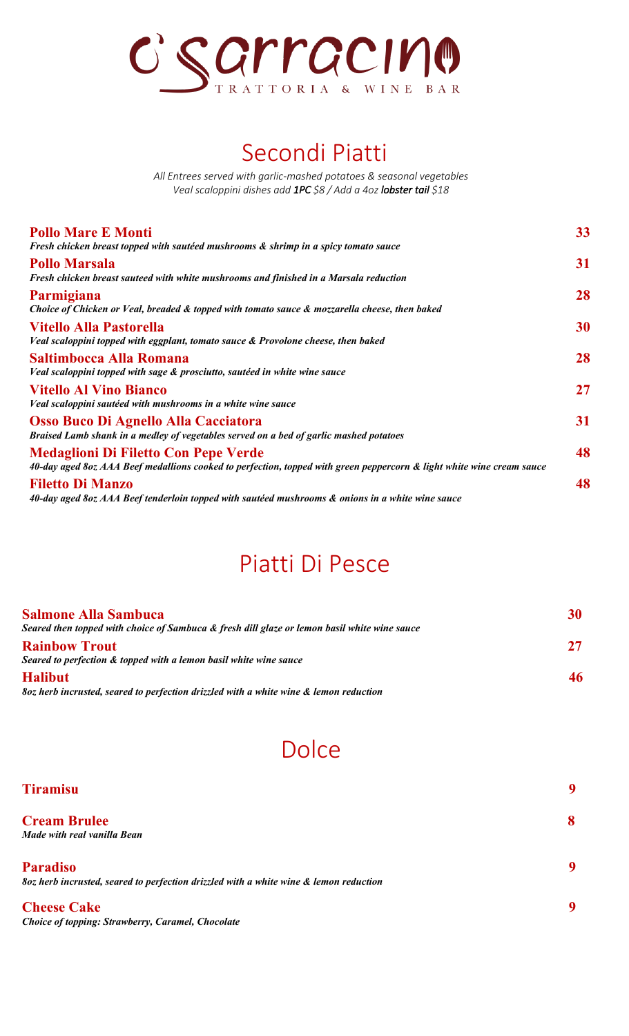# O'Sarracino

TRATTORIA & WINE BAR

## Secondi Piatti

*All Entrees served with garlic-mashed potatoes & seasonal vegetables*
*Veal scaloppini dishes add **1PC** $8 / Add a 4oz **lobster tail** $18*

**Pollo Mare E Monti** — **33**
*Fresh chicken breast topped with sautéed mushrooms & shrimp in a spicy tomato sauce*

**Pollo Marsala** — **31**
*Fresh chicken breast sauteed with white mushrooms and finished in a Marsala reduction*

**Parmigiana** — **28**
*Choice of Chicken or Veal, breaded & topped with tomato sauce & mozzarella cheese, then baked*

**Vitello Alla Pastorella** — **30**
*Veal scaloppini topped with eggplant, tomato sauce & Provolone cheese, then baked*

**Saltimbocca Alla Romana** — **28**
*Veal scaloppini topped with sage & prosciutto, sautéed in white wine sauce*

**Vitello Al Vino Bianco** — **27**
*Veal scaloppini sautéed with mushrooms in a white wine sauce*

**Osso Buco Di Agnello Alla Cacciatora** — **31**
*Braised Lamb shank in a medley of vegetables served on a bed of garlic mashed potatoes*

**Medaglioni Di Filetto Con Pepe Verde** — **48**
*40-day aged 8oz AAA Beef medallions cooked to perfection, topped with green peppercorn & light white wine cream sauce*

**Filetto Di Manzo** — **48**
*40-day aged 8oz AAA Beef tenderloin topped with sautéed mushrooms & onions in a white wine sauce*

## Piatti Di Pesce

**Salmone Alla Sambuca** — **30**
*Seared then topped with choice of Sambuca & fresh dill glaze or lemon basil white wine sauce*

**Rainbow Trout** — **27**
*Seared to perfection & topped with a lemon basil white wine sauce*

**Halibut** — **46**
*8oz herb incrusted, seared to perfection drizzled with a white wine & lemon reduction*

## Dolce

**Tiramisu** — **9**

**Cream Brulee** — **8**
*Made with real vanilla Bean*

**Paradiso** — **9**
*8oz herb incrusted, seared to perfection drizzled with a white wine & lemon reduction*

**Cheese Cake** — **9**
*Choice of topping: Strawberry, Caramel, Chocolate*